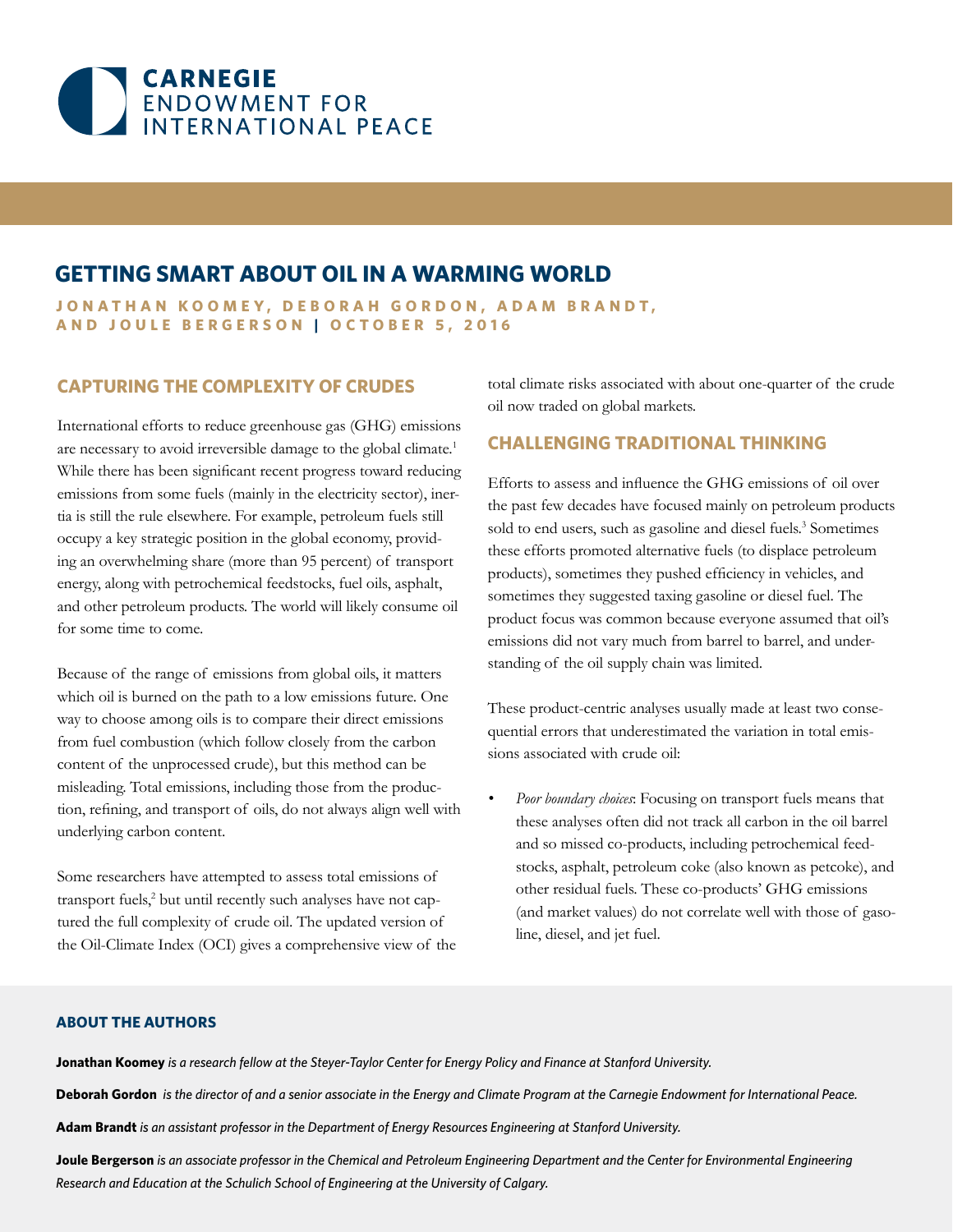CARNEGIE ENDOWMENT FOR INTERNATIONAL PEACE

# GETTING SMART ABOUT OIL IN A WARMING WORLD

**JONATHAN KOOMEY, DEBORAH GORDON, ADAM BRANDT, AND JOULE BERGERSON | OCTOBER 5, 2016**

## CAPTURING THE COMPLEXITY OF CRUDES

International efforts to reduce greenhouse gas (GHG) emissions are necessary to avoid irreversible damage to the global climate.[1] While there has been significant recent progress toward reducing emissions from some fuels (mainly in the electricity sector), inertia is still the rule elsewhere. For example, petroleum fuels still occupy a key strategic position in the global economy, providing an overwhelming share (more than 95 percent) of transport energy, along with petrochemical feedstocks, fuel oils, asphalt, and other petroleum products. The world will likely consume oil for some time to come.

Because of the range of emissions from global oils, it matters which oil is burned on the path to a low emissions future. One way to choose among oils is to compare their direct emissions from fuel combustion (which follow closely from the carbon content of the unprocessed crude), but this method can be misleading. Total emissions, including those from the production, refining, and transport of oils, do not always align well with underlying carbon content.

Some researchers have attempted to assess total emissions of transport fuels,[2] but until recently such analyses have not captured the full complexity of crude oil. The updated version of the Oil-Climate Index (OCI) gives a comprehensive view of the total climate risks associated with about one-quarter of the crude oil now traded on global markets.

## CHALLENGING TRADITIONAL THINKING

Efforts to assess and influence the GHG emissions of oil over the past few decades have focused mainly on petroleum products sold to end users, such as gasoline and diesel fuels.[3] Sometimes these efforts promoted alternative fuels (to displace petroleum products), sometimes they pushed efficiency in vehicles, and sometimes they suggested taxing gasoline or diesel fuel. The product focus was common because everyone assumed that oil's emissions did not vary much from barrel to barrel, and understanding of the oil supply chain was limited.

These product-centric analyses usually made at least two consequential errors that underestimated the variation in total emissions associated with crude oil:

- *Poor boundary choices*: Focusing on transport fuels means that these analyses often did not track all carbon in the oil barrel and so missed co-products, including petrochemical feedstocks, asphalt, petroleum coke (also known as petcoke), and other residual fuels. These co-products' GHG emissions (and market values) do not correlate well with those of gasoline, diesel, and jet fuel.

### ABOUT THE AUTHORS

**Jonathan Koomey** *is a research fellow at the Steyer-Taylor Center for Energy Policy and Finance at Stanford University.*

**Deborah Gordon** *is the director of and a senior associate in the Energy and Climate Program at the Carnegie Endowment for International Peace.*

**Adam Brandt** *is an assistant professor in the Department of Energy Resources Engineering at Stanford University.*

**Joule Bergerson** *is an associate professor in the Chemical and Petroleum Engineering Department and the Center for Environmental Engineering Research and Education at the Schulich School of Engineering at the University of Calgary.*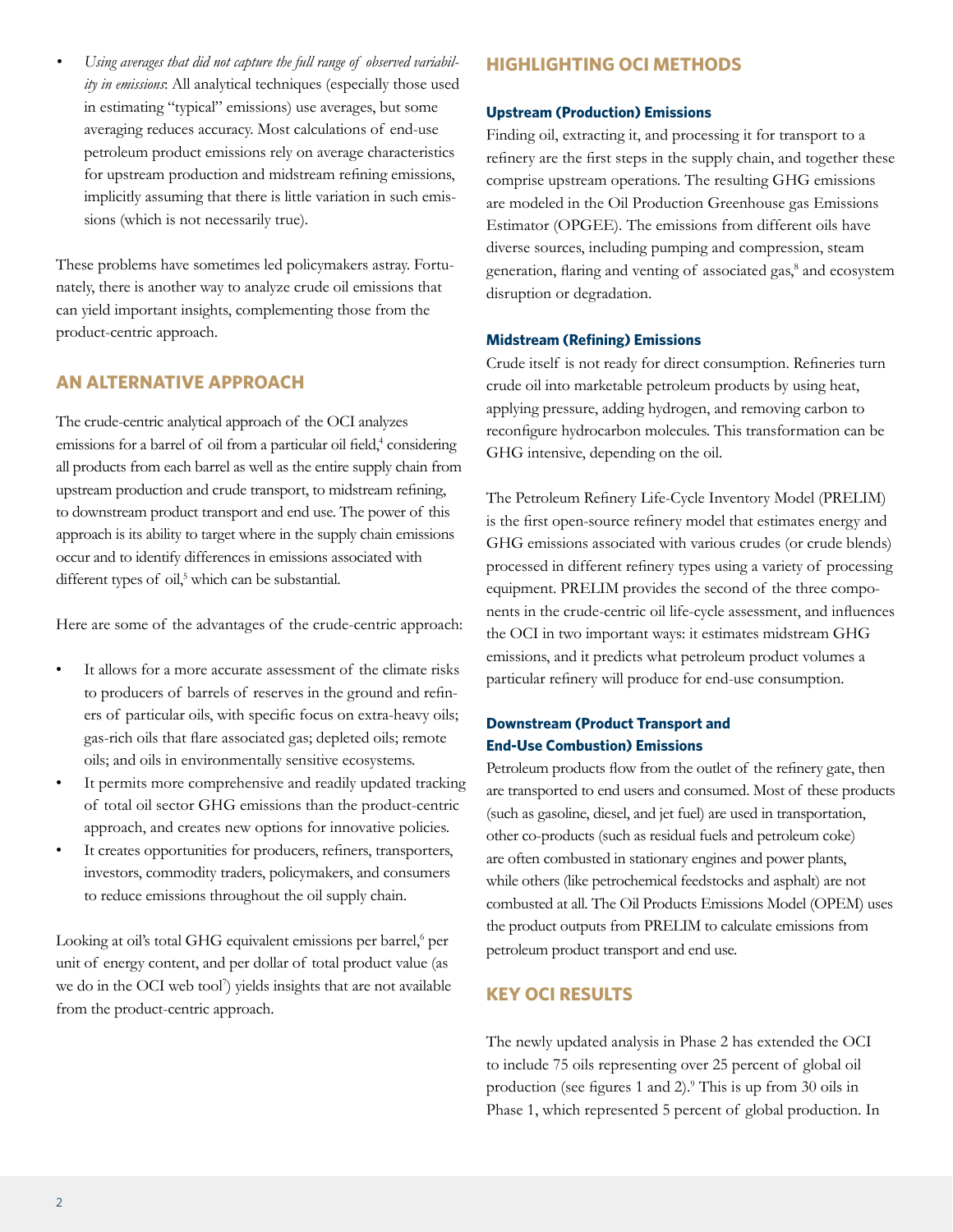- *Using averages that did not capture the full range of observed variability in emissions*: All analytical techniques (especially those used in estimating "typical" emissions) use averages, but some averaging reduces accuracy. Most calculations of end-use petroleum product emissions rely on average characteristics for upstream production and midstream refining emissions, implicitly assuming that there is little variation in such emissions (which is not necessarily true).

These problems have sometimes led policymakers astray. Fortunately, there is another way to analyze crude oil emissions that can yield important insights, complementing those from the product-centric approach.

## AN ALTERNATIVE APPROACH

The crude-centric analytical approach of the OCI analyzes emissions for a barrel of oil from a particular oil field,[4] considering all products from each barrel as well as the entire supply chain from upstream production and crude transport, to midstream refining, to downstream product transport and end use. The power of this approach is its ability to target where in the supply chain emissions occur and to identify differences in emissions associated with different types of oil,[5] which can be substantial.

Here are some of the advantages of the crude-centric approach:

- It allows for a more accurate assessment of the climate risks to producers of barrels of reserves in the ground and refiners of particular oils, with specific focus on extra-heavy oils; gas-rich oils that flare associated gas; depleted oils; remote oils; and oils in environmentally sensitive ecosystems.
- It permits more comprehensive and readily updated tracking of total oil sector GHG emissions than the product-centric approach, and creates new options for innovative policies.
- It creates opportunities for producers, refiners, transporters, investors, commodity traders, policymakers, and consumers to reduce emissions throughout the oil supply chain.

Looking at oil's total GHG equivalent emissions per barrel,[6] per unit of energy content, and per dollar of total product value (as we do in the OCI web tool[7]) yields insights that are not available from the product-centric approach.

## HIGHLIGHTING OCI METHODS

### Upstream (Production) Emissions

Finding oil, extracting it, and processing it for transport to a refinery are the first steps in the supply chain, and together these comprise upstream operations. The resulting GHG emissions are modeled in the Oil Production Greenhouse gas Emissions Estimator (OPGEE). The emissions from different oils have diverse sources, including pumping and compression, steam generation, flaring and venting of associated gas,[8] and ecosystem disruption or degradation.

### Midstream (Refining) Emissions

Crude itself is not ready for direct consumption. Refineries turn crude oil into marketable petroleum products by using heat, applying pressure, adding hydrogen, and removing carbon to reconfigure hydrocarbon molecules. This transformation can be GHG intensive, depending on the oil.

The Petroleum Refinery Life-Cycle Inventory Model (PRELIM) is the first open-source refinery model that estimates energy and GHG emissions associated with various crudes (or crude blends) processed in different refinery types using a variety of processing equipment. PRELIM provides the second of the three components in the crude-centric oil life-cycle assessment, and influences the OCI in two important ways: it estimates midstream GHG emissions, and it predicts what petroleum product volumes a particular refinery will produce for end-use consumption.

### Downstream (Product Transport and End-Use Combustion) Emissions

Petroleum products flow from the outlet of the refinery gate, then are transported to end users and consumed. Most of these products (such as gasoline, diesel, and jet fuel) are used in transportation, other co-products (such as residual fuels and petroleum coke) are often combusted in stationary engines and power plants, while others (like petrochemical feedstocks and asphalt) are not combusted at all. The Oil Products Emissions Model (OPEM) uses the product outputs from PRELIM to calculate emissions from petroleum product transport and end use.

## KEY OCI RESULTS

The newly updated analysis in Phase 2 has extended the OCI to include 75 oils representing over 25 percent of global oil production (see figures 1 and 2).[9] This is up from 30 oils in Phase 1, which represented 5 percent of global production. In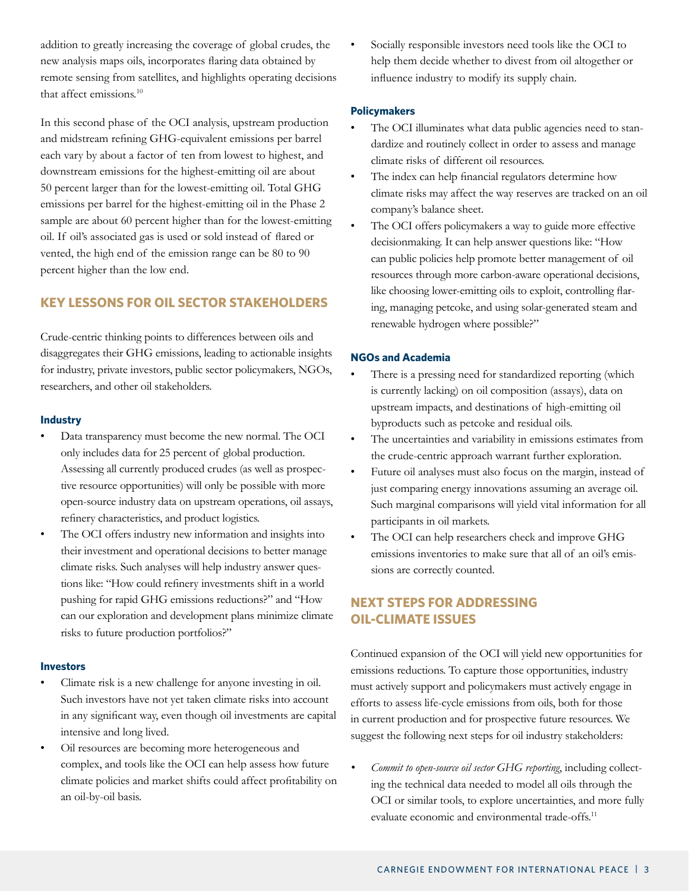addition to greatly increasing the coverage of global crudes, the new analysis maps oils, incorporates flaring data obtained by remote sensing from satellites, and highlights operating decisions that affect emissions.[10]

In this second phase of the OCI analysis, upstream production and midstream refining GHG-equivalent emissions per barrel each vary by about a factor of ten from lowest to highest, and downstream emissions for the highest-emitting oil are about 50 percent larger than for the lowest-emitting oil. Total GHG emissions per barrel for the highest-emitting oil in the Phase 2 sample are about 60 percent higher than for the lowest-emitting oil. If oil's associated gas is used or sold instead of flared or vented, the high end of the emission range can be 80 to 90 percent higher than the low end.

## KEY LESSONS FOR OIL SECTOR STAKEHOLDERS

Crude-centric thinking points to differences between oils and disaggregates their GHG emissions, leading to actionable insights for industry, private investors, public sector policymakers, NGOs, researchers, and other oil stakeholders.

### Industry

- Data transparency must become the new normal. The OCI only includes data for 25 percent of global production. Assessing all currently produced crudes (as well as prospective resource opportunities) will only be possible with more open-source industry data on upstream operations, oil assays, refinery characteristics, and product logistics.
- The OCI offers industry new information and insights into their investment and operational decisions to better manage climate risks. Such analyses will help industry answer questions like: "How could refinery investments shift in a world pushing for rapid GHG emissions reductions?" and "How can our exploration and development plans minimize climate risks to future production portfolios?"

### Investors

- Climate risk is a new challenge for anyone investing in oil. Such investors have not yet taken climate risks into account in any significant way, even though oil investments are capital intensive and long lived.
- Oil resources are becoming more heterogeneous and complex, and tools like the OCI can help assess how future climate policies and market shifts could affect profitability on an oil-by-oil basis.
- Socially responsible investors need tools like the OCI to help them decide whether to divest from oil altogether or influence industry to modify its supply chain.

### Policymakers

- The OCI illuminates what data public agencies need to standardize and routinely collect in order to assess and manage climate risks of different oil resources.
- The index can help financial regulators determine how climate risks may affect the way reserves are tracked on an oil company's balance sheet.
- The OCI offers policymakers a way to guide more effective decisionmaking. It can help answer questions like: "How can public policies help promote better management of oil resources through more carbon-aware operational decisions, like choosing lower-emitting oils to exploit, controlling flaring, managing petcoke, and using solar-generated steam and renewable hydrogen where possible?"

### NGOs and Academia

- There is a pressing need for standardized reporting (which is currently lacking) on oil composition (assays), data on upstream impacts, and destinations of high-emitting oil byproducts such as petcoke and residual oils.
- The uncertainties and variability in emissions estimates from the crude-centric approach warrant further exploration.
- Future oil analyses must also focus on the margin, instead of just comparing energy innovations assuming an average oil. Such marginal comparisons will yield vital information for all participants in oil markets.
- The OCI can help researchers check and improve GHG emissions inventories to make sure that all of an oil's emissions are correctly counted.

## NEXT STEPS FOR ADDRESSING OIL-CLIMATE ISSUES

Continued expansion of the OCI will yield new opportunities for emissions reductions. To capture those opportunities, industry must actively support and policymakers must actively engage in efforts to assess life-cycle emissions from oils, both for those in current production and for prospective future resources. We suggest the following next steps for oil industry stakeholders:

- *Commit to open-source oil sector GHG reporting*, including collecting the technical data needed to model all oils through the OCI or similar tools, to explore uncertainties, and more fully evaluate economic and environmental trade-offs.[11]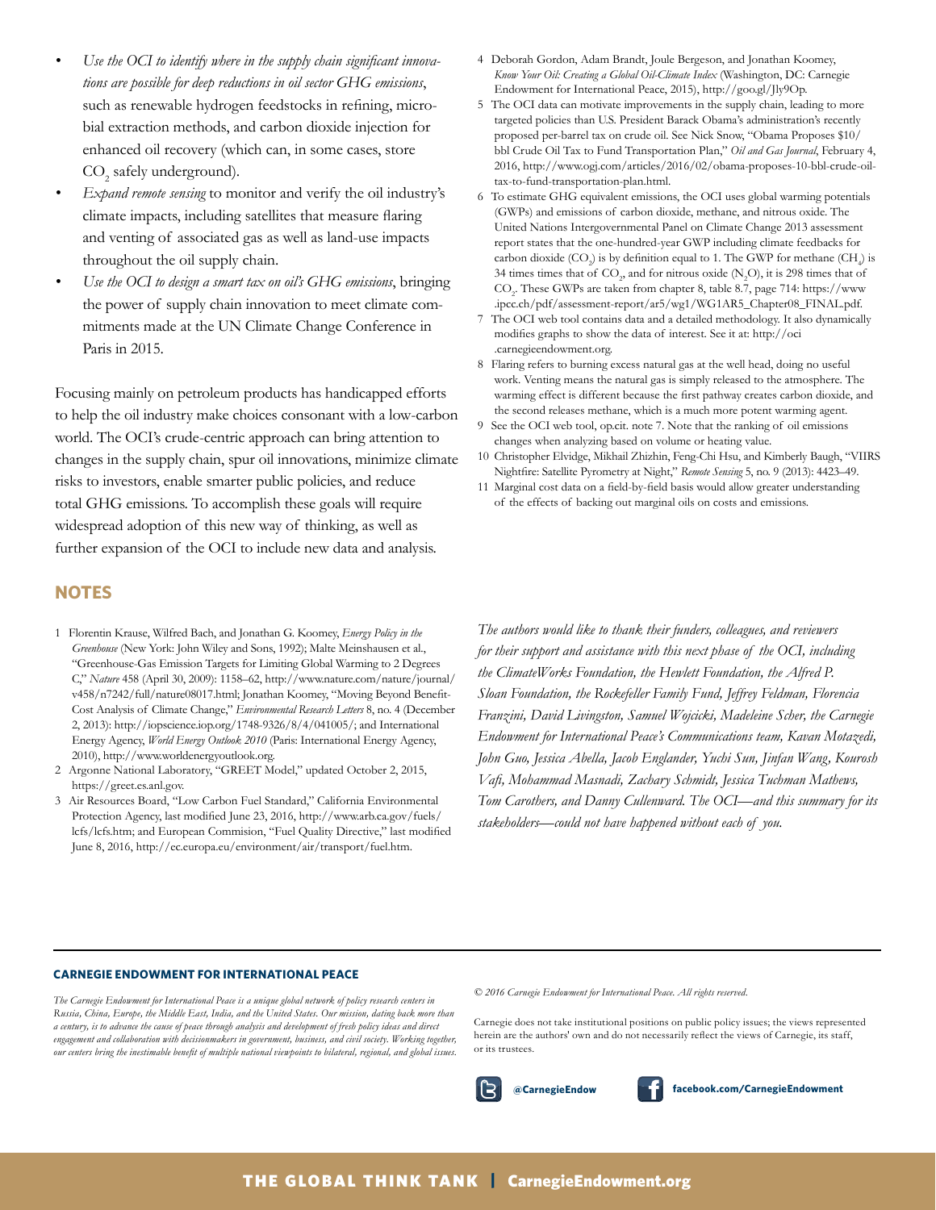- *Use the OCI to identify where in the supply chain significant innovations are possible for deep reductions in oil sector GHG emissions*, such as renewable hydrogen feedstocks in refining, microbial extraction methods, and carbon dioxide injection for enhanced oil recovery (which can, in some cases, store $CO_2$ safely underground).
- *Expand remote sensing* to monitor and verify the oil industry's climate impacts, including satellites that measure flaring and venting of associated gas as well as land-use impacts throughout the oil supply chain.
- *Use the OCI to design a smart tax on oil's GHG emissions*, bringing the power of supply chain innovation to meet climate commitments made at the UN Climate Change Conference in Paris in 2015.

Focusing mainly on petroleum products has handicapped efforts to help the oil industry make choices consonant with a low-carbon world. The OCI's crude-centric approach can bring attention to changes in the supply chain, spur oil innovations, minimize climate risks to investors, enable smarter public policies, and reduce total GHG emissions. To accomplish these goals will require widespread adoption of this new way of thinking, as well as further expansion of the OCI to include new data and analysis.

## NOTES

1. Florentin Krause, Wilfred Bach, and Jonathan G. Koomey, *Energy Policy in the Greenhouse* (New York: John Wiley and Sons, 1992); Malte Meinshausen et al., "Greenhouse-Gas Emission Targets for Limiting Global Warming to 2 Degrees C," *Nature* 458 (April 30, 2009): 1158–62, http://www.nature.com/nature/journal/v458/n7242/full/nature08017.html; Jonathan Koomey, "Moving Beyond Benefit-Cost Analysis of Climate Change," *Environmental Research Letters* 8, no. 4 (December 2, 2013): http://iopscience.iop.org/1748-9326/8/4/041005/; and International Energy Agency, *World Energy Outlook 2010* (Paris: International Energy Agency, 2010), http://www.worldenergyoutlook.org.
2. Argonne National Laboratory, "GREET Model," updated October 2, 2015, https://greet.es.anl.gov.
3. Air Resources Board, "Low Carbon Fuel Standard," California Environmental Protection Agency, last modified June 23, 2016, http://www.arb.ca.gov/fuels/lcfs/lcfs.htm; and European Commision, "Fuel Quality Directive," last modified June 8, 2016, http://ec.europa.eu/environment/air/transport/fuel.htm.
4. Deborah Gordon, Adam Brandt, Joule Bergeson, and Jonathan Koomey, *Know Your Oil: Creating a Global Oil-Climate Index* (Washington, DC: Carnegie Endowment for International Peace, 2015), http://goo.gl/Jly9Op.
5. The OCI data can motivate improvements in the supply chain, leading to more targeted policies than U.S. President Barack Obama's administration's recently proposed per-barrel tax on crude oil. See Nick Snow, "Obama Proposes $10/bbl Crude Oil Tax to Fund Transportation Plan," *Oil and Gas Journal*, February 4, 2016, http://www.ogj.com/articles/2016/02/obama-proposes-10-bbl-crude-oil-tax-to-fund-transportation-plan.html.
6. To estimate GHG equivalent emissions, the OCI uses global warming potentials (GWPs) and emissions of carbon dioxide, methane, and nitrous oxide. The United Nations Intergovernmental Panel on Climate Change 2013 assessment report states that the one-hundred-year GWP including climate feedbacks for carbon dioxide ($CO_2$) is by definition equal to 1. The GWP for methane ($CH_4$) is 34 times times that of $CO_2$, and for nitrous oxide ($N_2O$), it is 298 times that of $CO_2$. These GWPs are taken from chapter 8, table 8.7, page 714: https://www.ipcc.ch/pdf/assessment-report/ar5/wg1/WG1AR5_Chapter08_FINAL.pdf.
7. The OCI web tool contains data and a detailed methodology. It also dynamically modifies graphs to show the data of interest. See it at: http://oci.carnegieendowment.org.
8. Flaring refers to burning excess natural gas at the well head, doing no useful work. Venting means the natural gas is simply released to the atmosphere. The warming effect is different because the first pathway creates carbon dioxide, and the second releases methane, which is a much more potent warming agent.
9. See the OCI web tool, op.cit. note 7. Note that the ranking of oil emissions changes when analyzing based on volume or heating value.
10. Christopher Elvidge, Mikhail Zhizhin, Feng-Chi Hsu, and Kimberly Baugh, "VIIRS Nightfire: Satellite Pyrometry at Night," *Remote Sensing* 5, no. 9 (2013): 4423–49.
11. Marginal cost data on a field-by-field basis would allow greater understanding of the effects of backing out marginal oils on costs and emissions.

*The authors would like to thank their funders, colleagues, and reviewers for their support and assistance with this next phase of the OCI, including the ClimateWorks Foundation, the Hewlett Foundation, the Alfred P. Sloan Foundation, the Rockefeller Family Fund, Jeffrey Feldman, Florencia Franzini, David Livingston, Samuel Wojcicki, Madeleine Scher, the Carnegie Endowment for International Peace's Communications team, Kavan Motazedi, John Guo, Jessica Abella, Jacob Englander, Yuchi Sun, Jinfan Wang, Kourosh Vafi, Mohammad Masnadi, Zachary Schmidt, Jessica Tuchman Mathews, Tom Carothers, and Danny Cullenward. The OCI—and this summary for its stakeholders—could not have happened without each of you.*

**CARNEGIE ENDOWMENT FOR INTERNATIONAL PEACE**

*The Carnegie Endowment for International Peace is a unique global network of policy research centers in Russia, China, Europe, the Middle East, India, and the United States. Our mission, dating back more than a century, is to advance the cause of peace through analysis and development of fresh policy ideas and direct engagement and collaboration with decisionmakers in government, business, and civil society. Working together, our centers bring the inestimable benefit of multiple national viewpoints to bilateral, regional, and global issues.*

*© 2016 Carnegie Endowment for International Peace. All rights reserved.*

Carnegie does not take institutional positions on public policy issues; the views represented herein are the authors' own and do not necessarily reflect the views of Carnegie, its staff, or its trustees.

**@CarnegieEndow** **facebook.com/CarnegieEndowment**

**THE GLOBAL THINK TANK | CarnegieEndowment.org**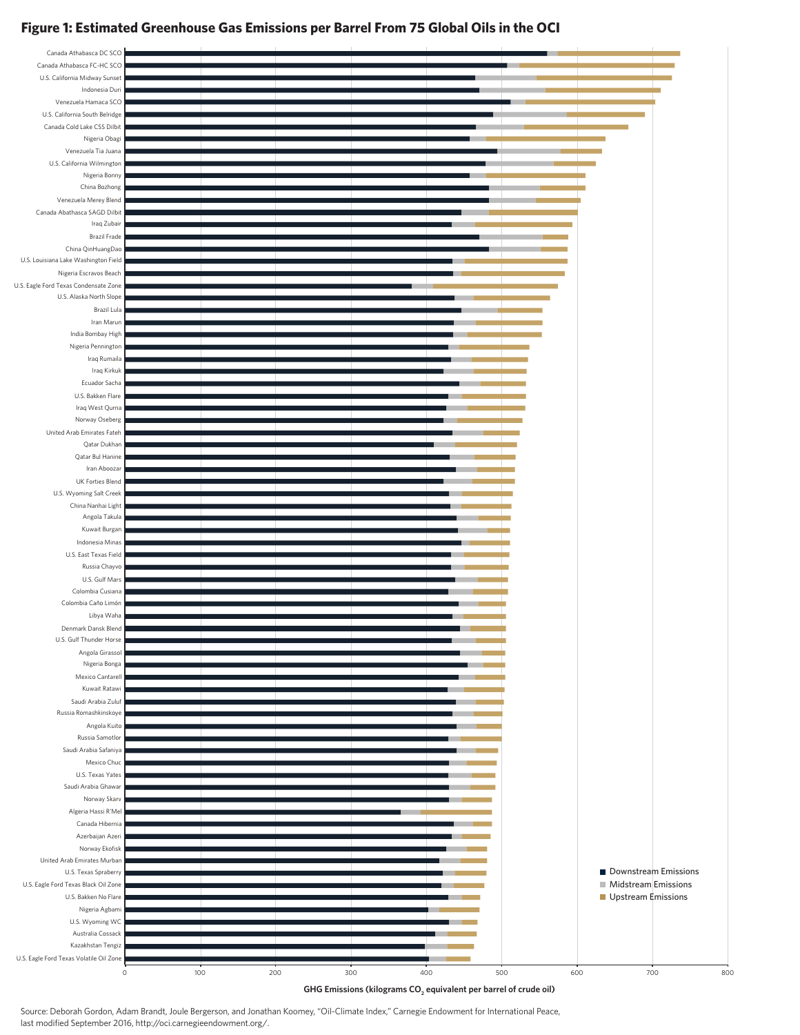# Figure 1: Estimated Greenhouse Gas Emissions per Barrel From 75 Global Oils in the OCI

Canada Athabasca DC SCO
Canada Athabasca FC-HC SCO
U.S. California Midway Sunset
Indonesia Duri
Venezuela Hamaca SCO
U.S. California South Belridge
Canada Cold Lake CSS Dilbit
Nigeria Obagi
Venezuela Tia Juana
U.S. California Wilmington
Nigeria Bonny
China Bozhong
Venezuela Merey Blend
Canada Abathasca SAGD Dilbit
Iraq Zubair
Brazil Frade
China QinHuangDao
U.S. Louisiana Lake Washington Field
Nigeria Escravos Beach
U.S. Eagle Ford Texas Condensate Zone
U.S. Alaska North Slope
Brazil Lula
Iran Marun
India Bombay High
Nigeria Pennington
Iraq Rumaila
Iraq Kirkuk
Ecuador Sacha
U.S. Bakken Flare
Iraq West Qurna
Norway Oseberg
United Arab Emirates Fateh
Qatar Dukhan
Qatar Bul Hanine
Iran Aboozar
UK Forties Blend
U.S. Wyoming Salt Creek
China Nanhai Light
Angola Takula
Kuwait Burgan
Indonesia Minas
U.S. East Texas Field
Russia Chayvo
U.S. Gulf Mars
Colombia Cusiana
Colombia Caño Limón
Libya Waha
Denmark Dansk Blend
U.S. Gulf Thunder Horse
Angola Girassol
Nigeria Bonga
Mexico Cantarell
Kuwait Ratawi
Saudi Arabia Zuluf
Russia Romashkinskoye
Angola Kuito
Russia Samotlor
Saudi Arabia Safaniya
Mexico Chuc
U.S. Texas Yates
Saudi Arabia Ghawar
Norway Skarv
Algeria Hassi R'Mel
Canada Hibernia
Azerbaijan Azeri
Norway Ekofisk
United Arab Emirates Murban
U.S. Texas Spraberry
U.S. Eagle Ford Texas Black Oil Zone
U.S. Bakken No Flare
Nigeria Agbami
U.S. Wyoming WC
Australia Cossack
Kazakhstan Tengiz
U.S. Eagle Ford Texas Volatile Oil Zone

0 100 200 300 400 500 600 700 800

GHG Emissions (kilograms $CO_2$ equivalent per barrel of crude oil)

Downstream Emissions
Midstream Emissions
Upstream Emissions

Source: Deborah Gordon, Adam Brandt, Joule Bergerson, and Jonathan Koomey, "Oil-Climate Index," Carnegie Endowment for International Peace, last modified September 2016, http://oci.carnegieendowment.org/.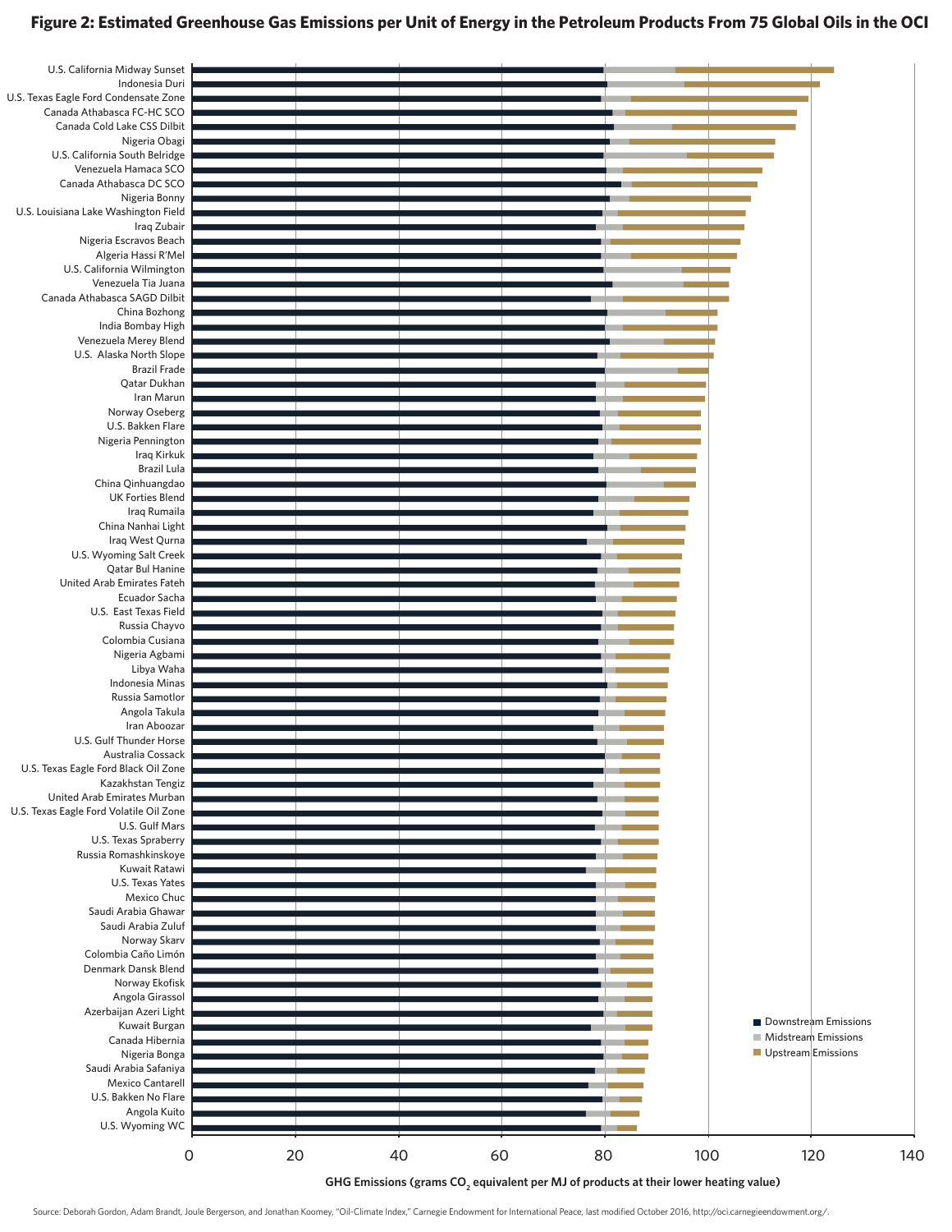**Figure 2: Estimated Greenhouse Gas Emissions per Unit of Energy in the Petroleum Products From 75 Global Oils in the OCI**

U.S. California Midway Sunset
Indonesia Duri
U.S. Texas Eagle Ford Condensate Zone
Canada Athabasca FC-HC SCO
Canada Cold Lake CSS Dilbit
Nigeria Obagi
U.S. California South Belridge
Venezuela Hamaca SCO
Canada Athabasca DC SCO
Nigeria Bonny
U.S. Louisiana Lake Washington Field
Iraq Zubair
Nigeria Escravos Beach
Algeria Hassi R'Mel
U.S. California Wilmington
Venezuela Tia Juana
Canada Athabasca SAGD Dilbit
China Bozhong
India Bombay High
Venezuela Merey Blend
U.S. Alaska North Slope
Brazil Frade
Qatar Dukhan
Iran Marun
Norway Oseberg
U.S. Bakken Flare
Nigeria Pennington
Iraq Kirkuk
Brazil Lula
China Qinhuangdao
UK Forties Blend
Iraq Rumaila
China Nanhai Light
Iraq West Qurna
U.S. Wyoming Salt Creek
Qatar Bul Hanine
United Arab Emirates Fateh
Ecuador Sacha
U.S. East Texas Field
Russia Chayvo
Colombia Cusiana
Nigeria Agbami
Libya Waha
Indonesia Minas
Russia Samotlor
Angola Takula
Iran Aboozar
U.S. Gulf Thunder Horse
Australia Cossack
U.S. Texas Eagle Ford Black Oil Zone
Kazakhstan Tengiz
United Arab Emirates Murban
U.S. Texas Eagle Ford Volatile Oil Zone
U.S. Gulf Mars
U.S. Texas Spraberry
Russia Romashkinskoye
Kuwait Ratawi
U.S. Texas Yates
Mexico Chuc
Saudi Arabia Ghawar
Saudi Arabia Zuluf
Norway Skarv
Colombia Caño Limón
Denmark Dansk Blend
Norway Ekofisk
Angola Girassol
Azerbaijan Azeri Light
Kuwait Burgan
Canada Hibernia
Nigeria Bonga
Saudi Arabia Safaniya
Mexico Cantarell
U.S. Bakken No Flare
Angola Kuito
U.S. Wyoming WC

Downstream Emissions
Midstream Emissions
Upstream Emissions

0 20 40 60 80 100 120 140

GHG Emissions (grams $CO_2$ equivalent per MJ of products at their lower heating value)

Source: Deborah Gordon, Adam Brandt, Joule Bergerson, and Jonathan Koomey, "Oil-Climate Index," Carnegie Endowment for International Peace, last modified October 2016, http://oci.carnegieendowment.org/.